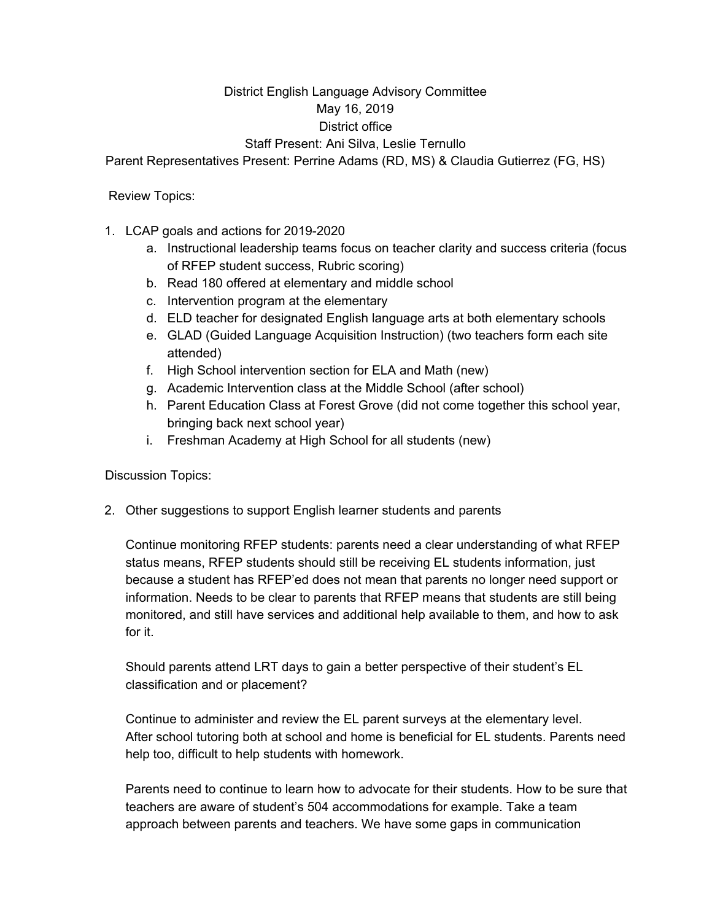District English Language Advisory Committee
May 16, 2019
District office
Staff Present: Ani Silva, Leslie Ternullo
Parent Representatives Present: Perrine Adams (RD, MS) & Claudia Gutierrez (FG, HS)

Review Topics:

1. LCAP goals and actions for 2019-2020
   a. Instructional leadership teams focus on teacher clarity and success criteria (focus of RFEP student success, Rubric scoring)
   b. Read 180 offered at elementary and middle school
   c. Intervention program at the elementary
   d. ELD teacher for designated English language arts at both elementary schools
   e. GLAD (Guided Language Acquisition Instruction) (two teachers form each site attended)
   f. High School intervention section for ELA and Math (new)
   g. Academic Intervention class at the Middle School (after school)
   h. Parent Education Class at Forest Grove (did not come together this school year, bringing back next school year)
   i. Freshman Academy at High School for all students (new)

Discussion Topics:

2. Other suggestions to support English learner students and parents

   Continue monitoring RFEP students: parents need a clear understanding of what RFEP status means, RFEP students should still be receiving EL students information, just because a student has RFEP'ed does not mean that parents no longer need support or information. Needs to be clear to parents that RFEP means that students are still being monitored, and still have services and additional help available to them, and how to ask for it.

   Should parents attend LRT days to gain a better perspective of their student's EL classification and or placement?

   Continue to administer and review the EL parent surveys at the elementary level.
   After school tutoring both at school and home is beneficial for EL students. Parents need help too, difficult to help students with homework.

   Parents need to continue to learn how to advocate for their students. How to be sure that teachers are aware of student's 504 accommodations for example. Take a team approach between parents and teachers. We have some gaps in communication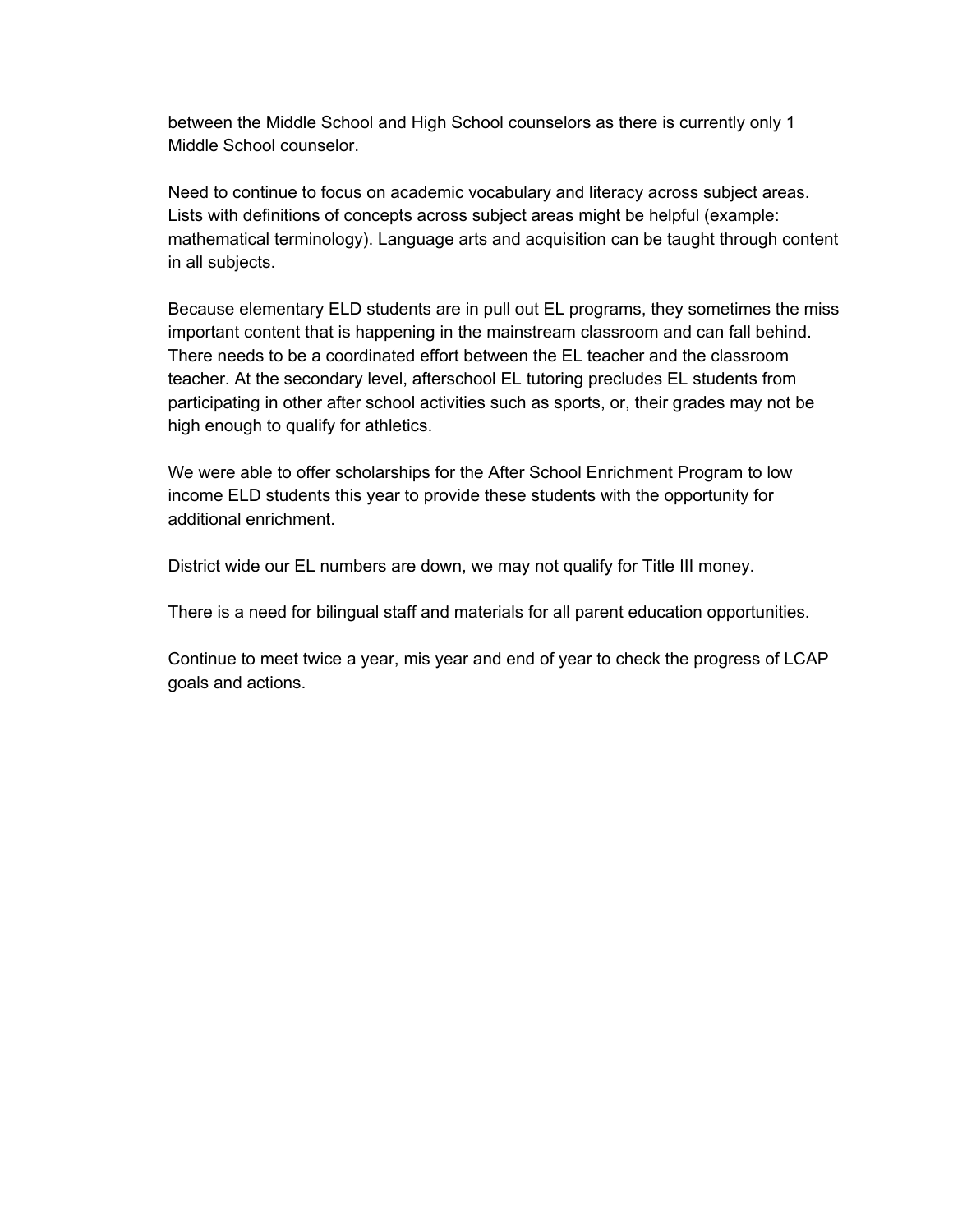between the Middle School and High School counselors as there is currently only 1 Middle School counselor.

Need to continue to focus on academic vocabulary and literacy across subject areas. Lists with definitions of concepts across subject areas might be helpful (example: mathematical terminology). Language arts and acquisition can be taught through content in all subjects.

Because elementary ELD students are in pull out EL programs, they sometimes the miss important content that is happening in the mainstream classroom and can fall behind. There needs to be a coordinated effort between the EL teacher and the classroom teacher. At the secondary level, afterschool EL tutoring precludes EL students from participating in other after school activities such as sports, or, their grades may not be high enough to qualify for athletics.

We were able to offer scholarships for the After School Enrichment Program to low income ELD students this year to provide these students with the opportunity for additional enrichment.

District wide our EL numbers are down, we may not qualify for Title III money.

There is a need for bilingual staff and materials for all parent education opportunities.

Continue to meet twice a year, mis year and end of year to check the progress of LCAP goals and actions.